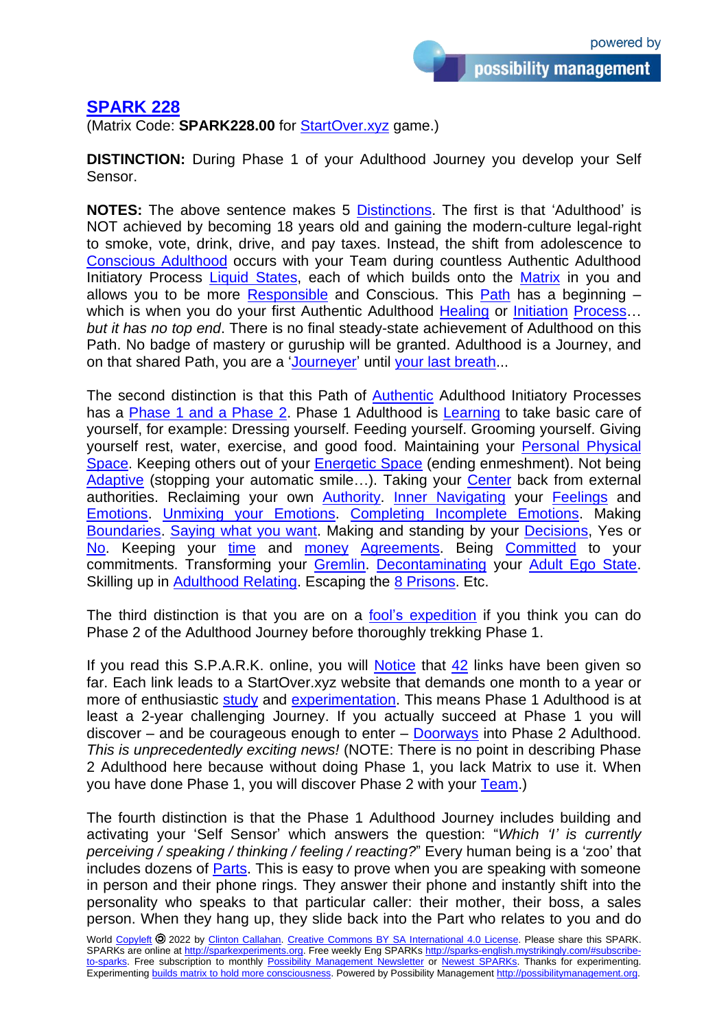# SPARK 228

(Matrix Code: **SPARK228.00** for StartOver.xyz game.)

**DISTINCTION:** During Phase 1 of your Adulthood Journey you develop your Self Sensor.

**NOTES:** The above sentence makes 5 Distinctions. The first is that 'Adulthood' is NOT achieved by becoming 18 years old and gaining the modern-culture legal-right to smoke, vote, drink, drive, and pay taxes. Instead, the shift from adolescence to Conscious Adulthood occurs with your Team during countless Authentic Adulthood Initiatory Process Liquid States, each of which builds onto the Matrix in you and allows you to be more Responsible and Conscious. This Path has a beginning – which is when you do your first Authentic Adulthood Healing or Initiation Process… *but it has no top end*. There is no final steady-state achievement of Adulthood on this Path. No badge of mastery or guruship will be granted. Adulthood is a Journey, and on that shared Path, you are a 'Journeyer' until your last breath...

The second distinction is that this Path of Authentic Adulthood Initiatory Processes has a Phase 1 and a Phase 2. Phase 1 Adulthood is Learning to take basic care of yourself, for example: Dressing yourself. Feeding yourself. Grooming yourself. Giving yourself rest, water, exercise, and good food. Maintaining your Personal Physical Space. Keeping others out of your Energetic Space (ending enmeshment). Not being Adaptive (stopping your automatic smile…). Taking your Center back from external authorities. Reclaiming your own Authority. Inner Navigating your Feelings and Emotions. Unmixing your Emotions. Completing Incomplete Emotions. Making Boundaries. Saying what you want. Making and standing by your Decisions, Yes or No. Keeping your time and money Agreements. Being Committed to your commitments. Transforming your Gremlin. Decontaminating your Adult Ego State. Skilling up in Adulthood Relating. Escaping the 8 Prisons. Etc.

The third distinction is that you are on a fool's expedition if you think you can do Phase 2 of the Adulthood Journey before thoroughly trekking Phase 1.

If you read this S.P.A.R.K. online, you will Notice that 42 links have been given so far. Each link leads to a StartOver.xyz website that demands one month to a year or more of enthusiastic study and experimentation. This means Phase 1 Adulthood is at least a 2-year challenging Journey. If you actually succeed at Phase 1 you will discover – and be courageous enough to enter – Doorways into Phase 2 Adulthood. *This is unprecedentedly exciting news!* (NOTE: There is no point in describing Phase 2 Adulthood here because without doing Phase 1, you lack Matrix to use it. When you have done Phase 1, you will discover Phase 2 with your Team.)

The fourth distinction is that the Phase 1 Adulthood Journey includes building and activating your 'Self Sensor' which answers the question: "*Which 'I' is currently perceiving / speaking / thinking / feeling / reacting?*" Every human being is a 'zoo' that includes dozens of Parts. This is easy to prove when you are speaking with someone in person and their phone rings. They answer their phone and instantly shift into the personality who speaks to that particular caller: their mother, their boss, a sales person. When they hang up, they slide back into the Part who relates to you and do

World Copyleft 🄯 2022 by Clinton Callahan. Creative Commons BY SA International 4.0 License. Please share this SPARK. SPARKs are online at http://sparkexperiments.org. Free weekly Eng SPARKs http://sparks-english.mystrikingly.com/#subscribe-to-sparks. Free subscription to monthly Possibility Management Newsletter or Newest SPARKs. Thanks for experimenting. Experimenting builds matrix to hold more consciousness. Powered by Possibility Management http://possibilitymanagement.org.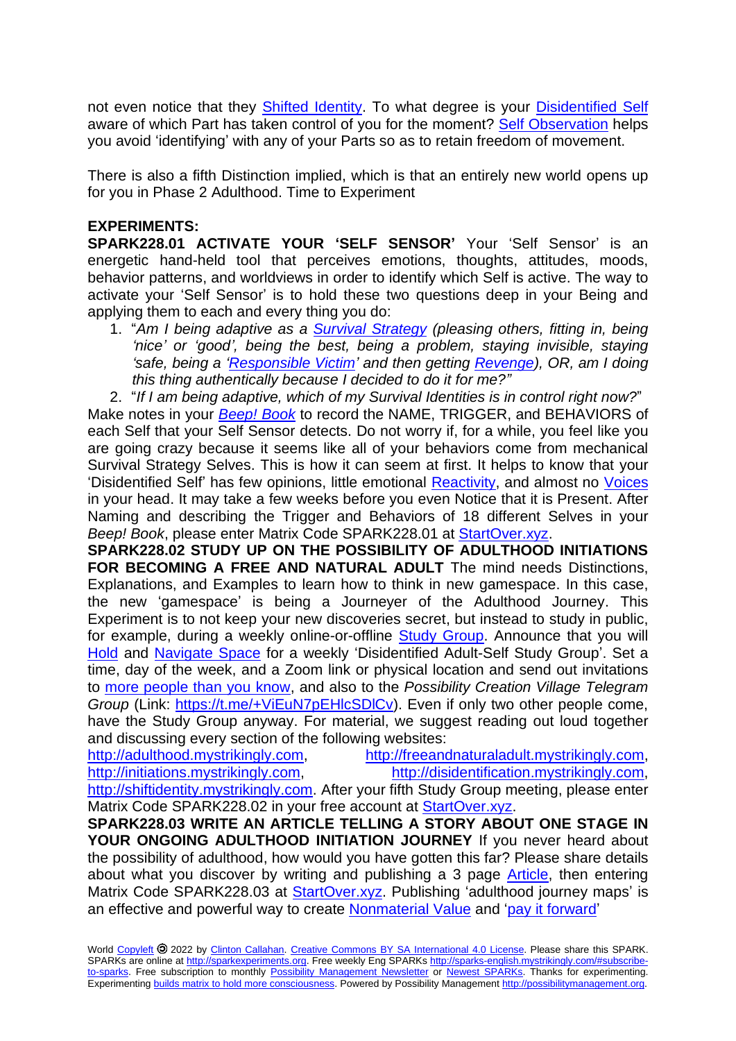not even notice that they Shifted Identity. To what degree is your Disidentified Self aware of which Part has taken control of you for the moment? Self Observation helps you avoid 'identifying' with any of your Parts so as to retain freedom of movement.

There is also a fifth Distinction implied, which is that an entirely new world opens up for you in Phase 2 Adulthood. Time to Experiment

**EXPERIMENTS:**

**SPARK228.01 ACTIVATE YOUR 'SELF SENSOR'** Your 'Self Sensor' is an energetic hand-held tool that perceives emotions, thoughts, attitudes, moods, behavior patterns, and worldviews in order to identify which Self is active. The way to activate your 'Self Sensor' is to hold these two questions deep in your Being and applying them to each and every thing you do:

1. "*Am I being adaptive as a Survival Strategy (pleasing others, fitting in, being 'nice' or 'good', being the best, being a problem, staying invisible, staying 'safe, being a 'Responsible Victim' and then getting Revenge), OR, am I doing this thing authentically because I decided to do it for me?"*
2. "*If I am being adaptive, which of my Survival Identities is in control right now?*"

Make notes in your *Beep! Book* to record the NAME, TRIGGER, and BEHAVIORS of each Self that your Self Sensor detects. Do not worry if, for a while, you feel like you are going crazy because it seems like all of your behaviors come from mechanical Survival Strategy Selves. This is how it can seem at first. It helps to know that your 'Disidentified Self' has few opinions, little emotional Reactivity, and almost no Voices in your head. It may take a few weeks before you even Notice that it is Present. After Naming and describing the Trigger and Behaviors of 18 different Selves in your *Beep! Book*, please enter Matrix Code SPARK228.01 at StartOver.xyz.

**SPARK228.02 STUDY UP ON THE POSSIBILITY OF ADULTHOOD INITIATIONS FOR BECOMING A FREE AND NATURAL ADULT** The mind needs Distinctions, Explanations, and Examples to learn how to think in new gamespace. In this case, the new 'gamespace' is being a Journeyer of the Adulthood Journey. This Experiment is to not keep your new discoveries secret, but instead to study in public, for example, during a weekly online-or-offline Study Group. Announce that you will Hold and Navigate Space for a weekly 'Disidentified Adult-Self Study Group'. Set a time, day of the week, and a Zoom link or physical location and send out invitations to more people than you know, and also to the *Possibility Creation Village Telegram Group* (Link: https://t.me/+ViEuN7pEHlcSDlCv). Even if only two other people come, have the Study Group anyway. For material, we suggest reading out loud together and discussing every section of the following websites: http://adulthood.mystrikingly.com, http://freeandnaturaladult.mystrikingly.com, http://initiations.mystrikingly.com, http://disidentification.mystrikingly.com, http://shiftidentity.mystrikingly.com. After your fifth Study Group meeting, please enter Matrix Code SPARK228.02 in your free account at StartOver.xyz.

**SPARK228.03 WRITE AN ARTICLE TELLING A STORY ABOUT ONE STAGE IN YOUR ONGOING ADULTHOOD INITIATION JOURNEY** If you never heard about the possibility of adulthood, how would you have gotten this far? Please share details about what you discover by writing and publishing a 3 page Article, then entering Matrix Code SPARK228.03 at StartOver.xyz. Publishing 'adulthood journey maps' is an effective and powerful way to create Nonmaterial Value and 'pay it forward'

World Copyleft 🄯 2022 by Clinton Callahan. Creative Commons BY SA International 4.0 License. Please share this SPARK. SPARKs are online at http://sparkexperiments.org. Free weekly Eng SPARKs http://sparks-english.mystrikingly.com/#subscribe-to-sparks. Free subscription to monthly Possibility Management Newsletter or Newest SPARKs. Thanks for experimenting. Experimenting builds matrix to hold more consciousness. Powered by Possibility Management http://possibilitymanagement.org.